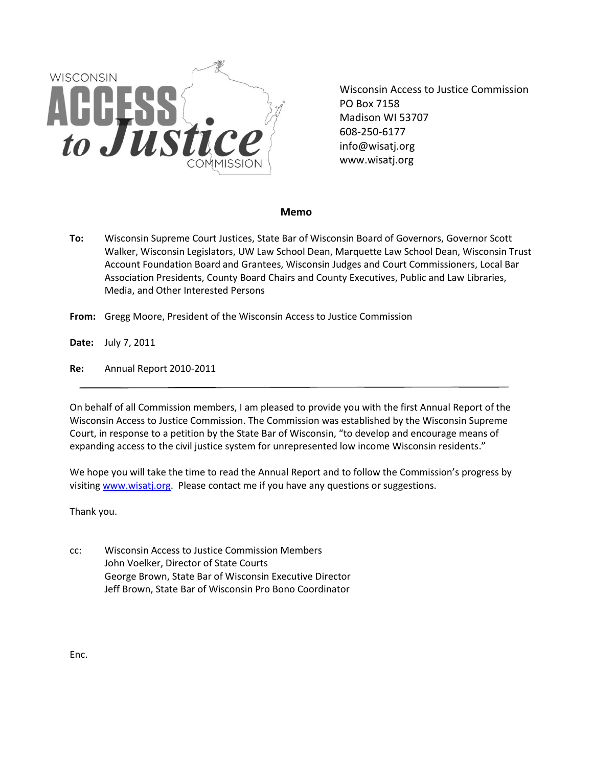WISCONSIN ACCESS to Justice COMMISSION

Wisconsin Access to Justice Commission
PO Box 7158
Madison WI 53707
608-250-6177
info@wisatj.org
www.wisatj.org

## Memo

**To:** Wisconsin Supreme Court Justices, State Bar of Wisconsin Board of Governors, Governor Scott Walker, Wisconsin Legislators, UW Law School Dean, Marquette Law School Dean, Wisconsin Trust Account Foundation Board and Grantees, Wisconsin Judges and Court Commissioners, Local Bar Association Presidents, County Board Chairs and County Executives, Public and Law Libraries, Media, and Other Interested Persons

**From:** Gregg Moore, President of the Wisconsin Access to Justice Commission

**Date:** July 7, 2011

**Re:** Annual Report 2010-2011

---

On behalf of all Commission members, I am pleased to provide you with the first Annual Report of the Wisconsin Access to Justice Commission. The Commission was established by the Wisconsin Supreme Court, in response to a petition by the State Bar of Wisconsin, "to develop and encourage means of expanding access to the civil justice system for unrepresented low income Wisconsin residents."

We hope you will take the time to read the Annual Report and to follow the Commission's progress by visiting www.wisatj.org. Please contact me if you have any questions or suggestions.

Thank you.

cc: Wisconsin Access to Justice Commission Members
John Voelker, Director of State Courts
George Brown, State Bar of Wisconsin Executive Director
Jeff Brown, State Bar of Wisconsin Pro Bono Coordinator

Enc.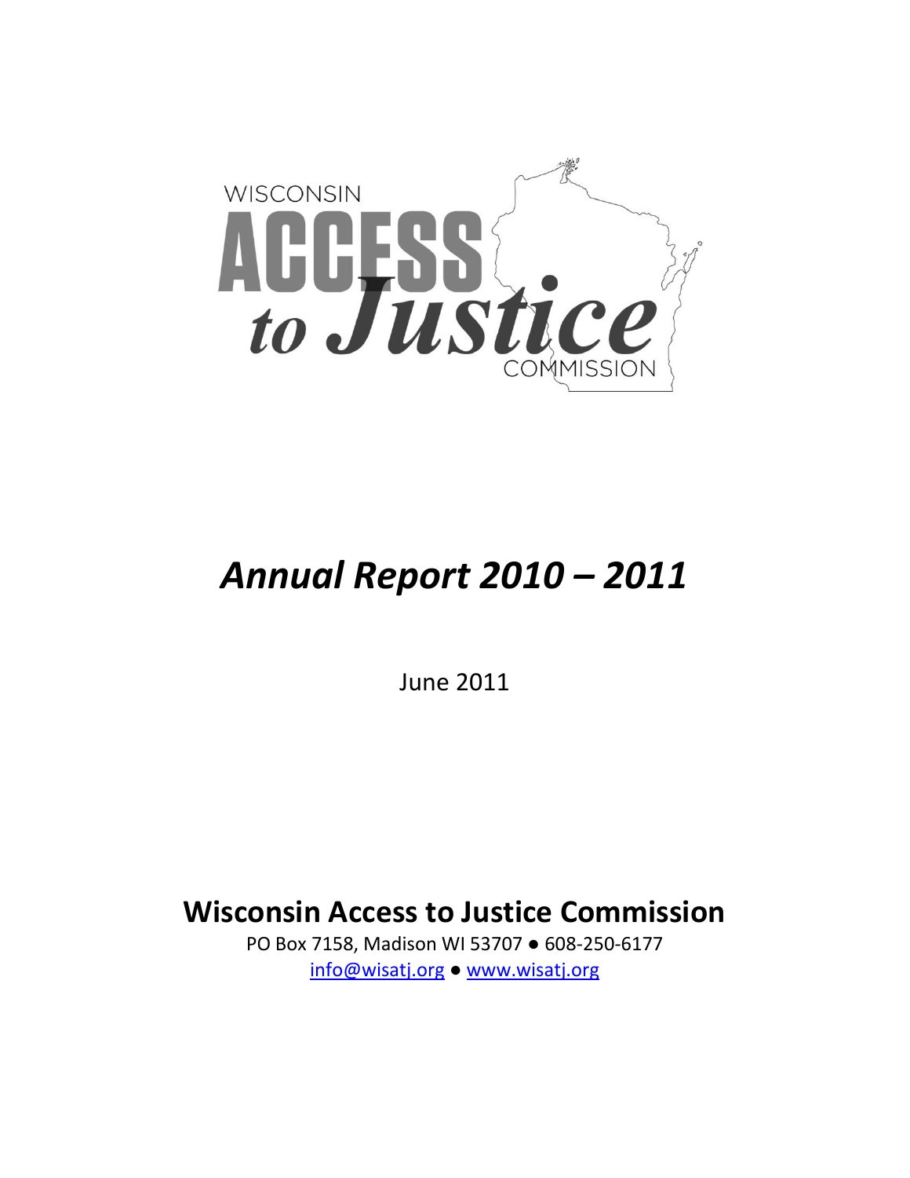WISCONSIN

# ACCESS to Justice

COMMISSION

# *Annual Report 2010 – 2011*

June 2011

## Wisconsin Access to Justice Commission

PO Box 7158, Madison WI 53707 ● 608-250-6177
info@wisatj.org ● www.wisatj.org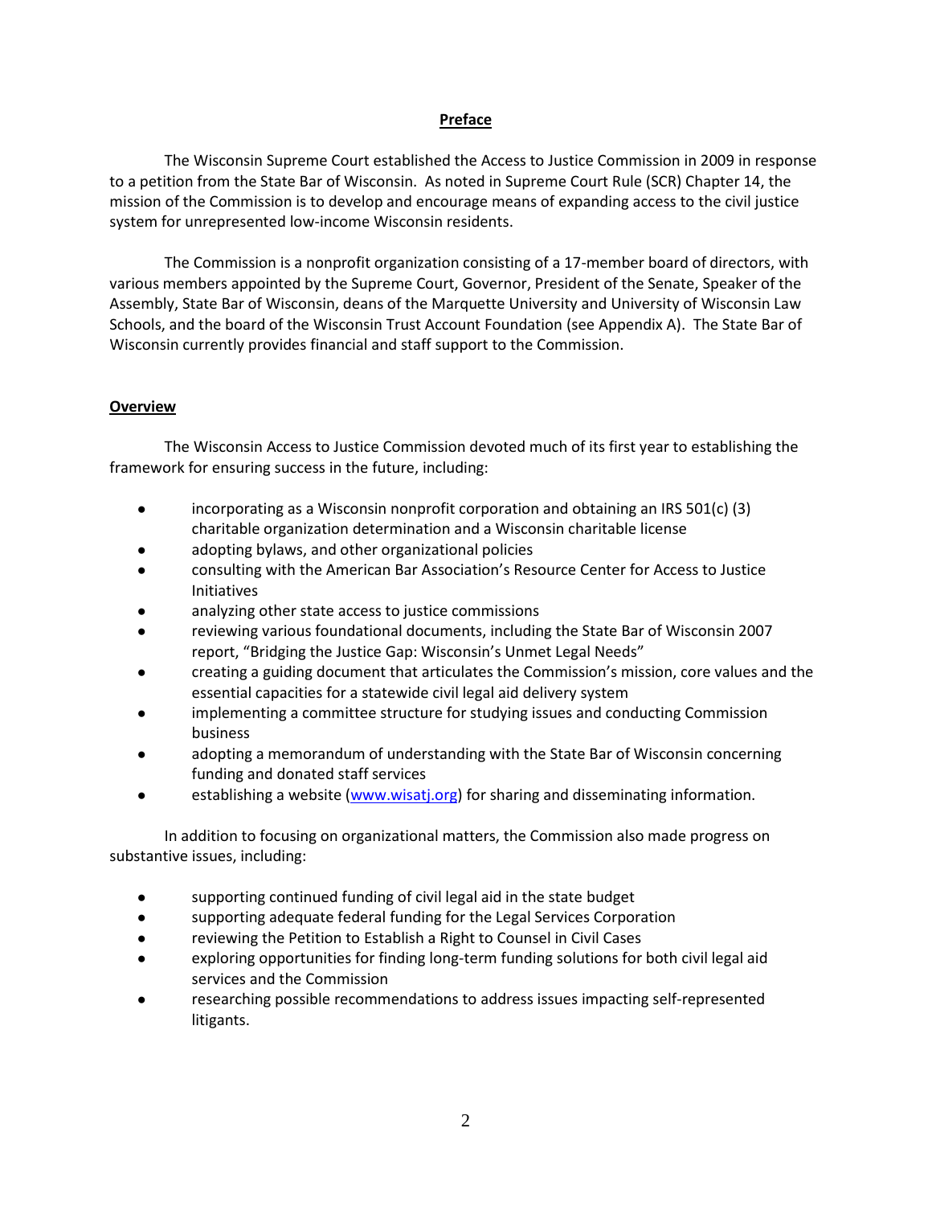## Preface

The Wisconsin Supreme Court established the Access to Justice Commission in 2009 in response to a petition from the State Bar of Wisconsin. As noted in Supreme Court Rule (SCR) Chapter 14, the mission of the Commission is to develop and encourage means of expanding access to the civil justice system for unrepresented low-income Wisconsin residents.

The Commission is a nonprofit organization consisting of a 17-member board of directors, with various members appointed by the Supreme Court, Governor, President of the Senate, Speaker of the Assembly, State Bar of Wisconsin, deans of the Marquette University and University of Wisconsin Law Schools, and the board of the Wisconsin Trust Account Foundation (see Appendix A). The State Bar of Wisconsin currently provides financial and staff support to the Commission.

## Overview

The Wisconsin Access to Justice Commission devoted much of its first year to establishing the framework for ensuring success in the future, including:

- incorporating as a Wisconsin nonprofit corporation and obtaining an IRS 501(c) (3) charitable organization determination and a Wisconsin charitable license
- adopting bylaws, and other organizational policies
- consulting with the American Bar Association's Resource Center for Access to Justice Initiatives
- analyzing other state access to justice commissions
- reviewing various foundational documents, including the State Bar of Wisconsin 2007 report, "Bridging the Justice Gap: Wisconsin's Unmet Legal Needs"
- creating a guiding document that articulates the Commission's mission, core values and the essential capacities for a statewide civil legal aid delivery system
- implementing a committee structure for studying issues and conducting Commission business
- adopting a memorandum of understanding with the State Bar of Wisconsin concerning funding and donated staff services
- establishing a website (www.wisatj.org) for sharing and disseminating information.

In addition to focusing on organizational matters, the Commission also made progress on substantive issues, including:

- supporting continued funding of civil legal aid in the state budget
- supporting adequate federal funding for the Legal Services Corporation
- reviewing the Petition to Establish a Right to Counsel in Civil Cases
- exploring opportunities for finding long-term funding solutions for both civil legal aid services and the Commission
- researching possible recommendations to address issues impacting self-represented litigants.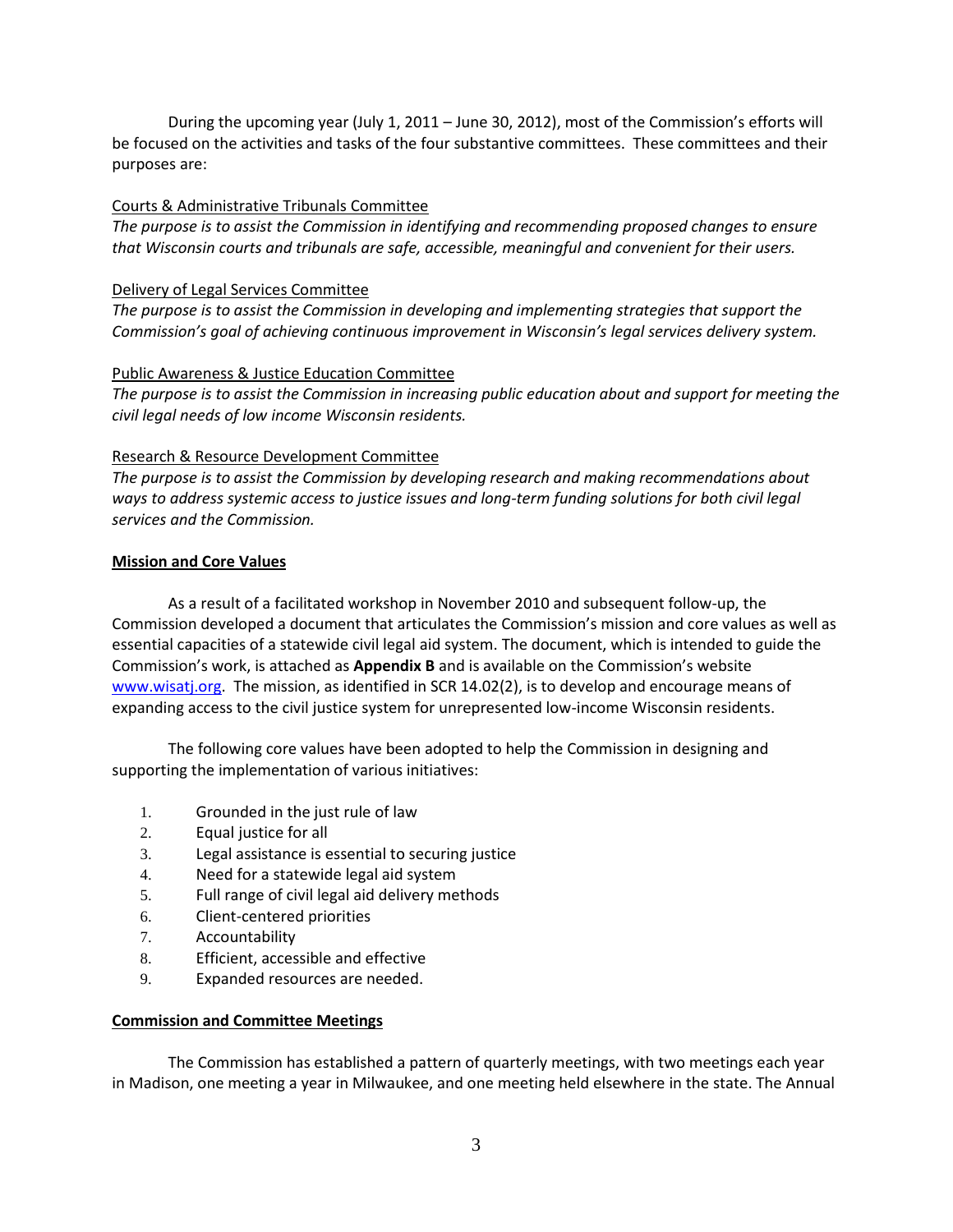During the upcoming year (July 1, 2011 – June 30, 2012), most of the Commission's efforts will be focused on the activities and tasks of the four substantive committees. These committees and their purposes are:

<u>Courts & Administrative Tribunals Committee</u>
*The purpose is to assist the Commission in identifying and recommending proposed changes to ensure that Wisconsin courts and tribunals are safe, accessible, meaningful and convenient for their users.*

<u>Delivery of Legal Services Committee</u>
*The purpose is to assist the Commission in developing and implementing strategies that support the Commission's goal of achieving continuous improvement in Wisconsin's legal services delivery system.*

<u>Public Awareness & Justice Education Committee</u>
*The purpose is to assist the Commission in increasing public education about and support for meeting the civil legal needs of low income Wisconsin residents.*

<u>Research & Resource Development Committee</u>
*The purpose is to assist the Commission by developing research and making recommendations about ways to address systemic access to justice issues and long-term funding solutions for both civil legal services and the Commission.*

**<u>Mission and Core Values</u>**

As a result of a facilitated workshop in November 2010 and subsequent follow-up, the Commission developed a document that articulates the Commission's mission and core values as well as essential capacities of a statewide civil legal aid system. The document, which is intended to guide the Commission's work, is attached as **Appendix B** and is available on the Commission's website www.wisatj.org. The mission, as identified in SCR 14.02(2), is to develop and encourage means of expanding access to the civil justice system for unrepresented low-income Wisconsin residents.

The following core values have been adopted to help the Commission in designing and supporting the implementation of various initiatives:

1. Grounded in the just rule of law
2. Equal justice for all
3. Legal assistance is essential to securing justice
4. Need for a statewide legal aid system
5. Full range of civil legal aid delivery methods
6. Client-centered priorities
7. Accountability
8. Efficient, accessible and effective
9. Expanded resources are needed.

**<u>Commission and Committee Meetings</u>**

The Commission has established a pattern of quarterly meetings, with two meetings each year in Madison, one meeting a year in Milwaukee, and one meeting held elsewhere in the state. The Annual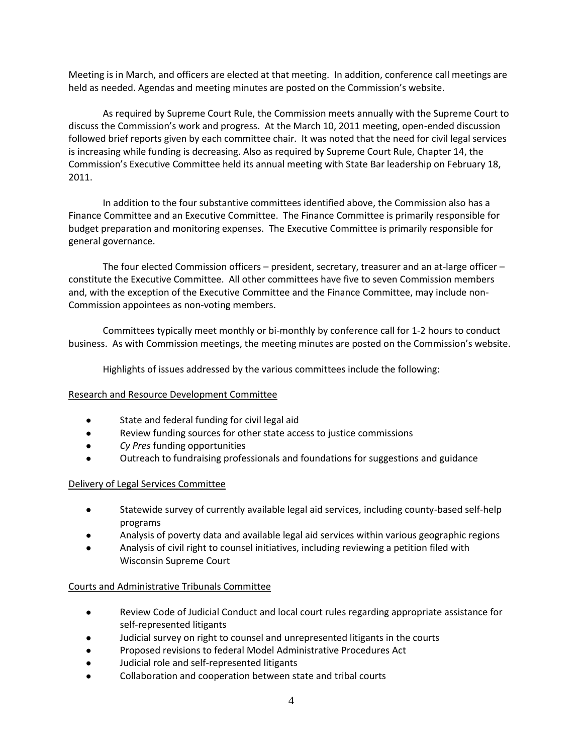Meeting is in March, and officers are elected at that meeting. In addition, conference call meetings are held as needed. Agendas and meeting minutes are posted on the Commission's website.

As required by Supreme Court Rule, the Commission meets annually with the Supreme Court to discuss the Commission's work and progress. At the March 10, 2011 meeting, open-ended discussion followed brief reports given by each committee chair. It was noted that the need for civil legal services is increasing while funding is decreasing. Also as required by Supreme Court Rule, Chapter 14, the Commission's Executive Committee held its annual meeting with State Bar leadership on February 18, 2011.

In addition to the four substantive committees identified above, the Commission also has a Finance Committee and an Executive Committee. The Finance Committee is primarily responsible for budget preparation and monitoring expenses. The Executive Committee is primarily responsible for general governance.

The four elected Commission officers – president, secretary, treasurer and an at-large officer – constitute the Executive Committee. All other committees have five to seven Commission members and, with the exception of the Executive Committee and the Finance Committee, may include non-Commission appointees as non-voting members.

Committees typically meet monthly or bi-monthly by conference call for 1-2 hours to conduct business. As with Commission meetings, the meeting minutes are posted on the Commission's website.

Highlights of issues addressed by the various committees include the following:

<u>Research and Resource Development Committee</u>

- State and federal funding for civil legal aid
- Review funding sources for other state access to justice commissions
- *Cy Pres* funding opportunities
- Outreach to fundraising professionals and foundations for suggestions and guidance

<u>Delivery of Legal Services Committee</u>

- Statewide survey of currently available legal aid services, including county-based self-help programs
- Analysis of poverty data and available legal aid services within various geographic regions
- Analysis of civil right to counsel initiatives, including reviewing a petition filed with Wisconsin Supreme Court

<u>Courts and Administrative Tribunals Committee</u>

- Review Code of Judicial Conduct and local court rules regarding appropriate assistance for self-represented litigants
- Judicial survey on right to counsel and unrepresented litigants in the courts
- Proposed revisions to federal Model Administrative Procedures Act
- Judicial role and self-represented litigants
- Collaboration and cooperation between state and tribal courts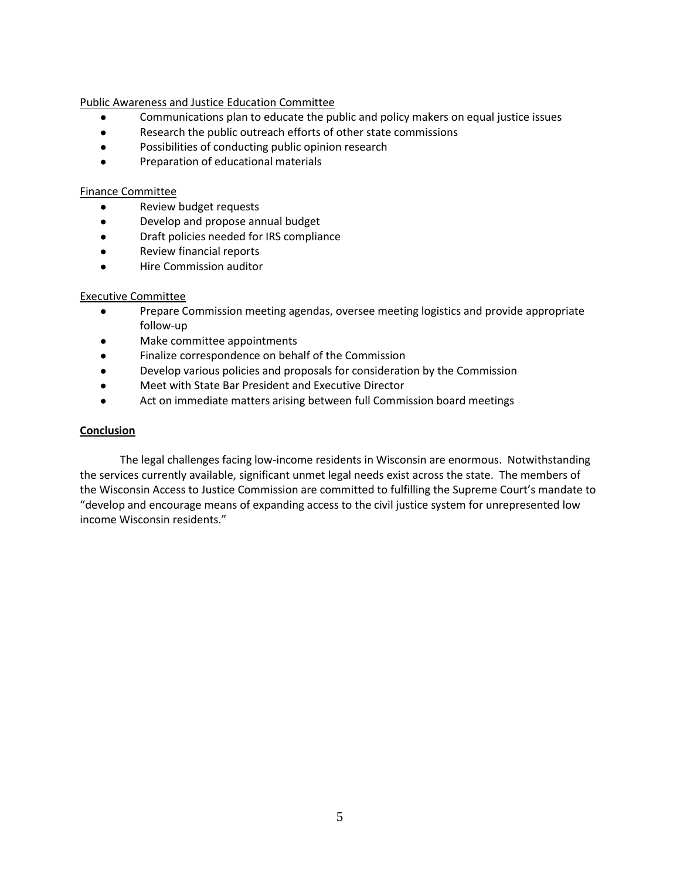Public Awareness and Justice Education Committee

- Communications plan to educate the public and policy makers on equal justice issues
- Research the public outreach efforts of other state commissions
- Possibilities of conducting public opinion research
- Preparation of educational materials

Finance Committee

- Review budget requests
- Develop and propose annual budget
- Draft policies needed for IRS compliance
- Review financial reports
- Hire Commission auditor

Executive Committee

- Prepare Commission meeting agendas, oversee meeting logistics and provide appropriate follow-up
- Make committee appointments
- Finalize correspondence on behalf of the Commission
- Develop various policies and proposals for consideration by the Commission
- Meet with State Bar President and Executive Director
- Act on immediate matters arising between full Commission board meetings

**Conclusion**

The legal challenges facing low-income residents in Wisconsin are enormous. Notwithstanding the services currently available, significant unmet legal needs exist across the state. The members of the Wisconsin Access to Justice Commission are committed to fulfilling the Supreme Court's mandate to "develop and encourage means of expanding access to the civil justice system for unrepresented low income Wisconsin residents."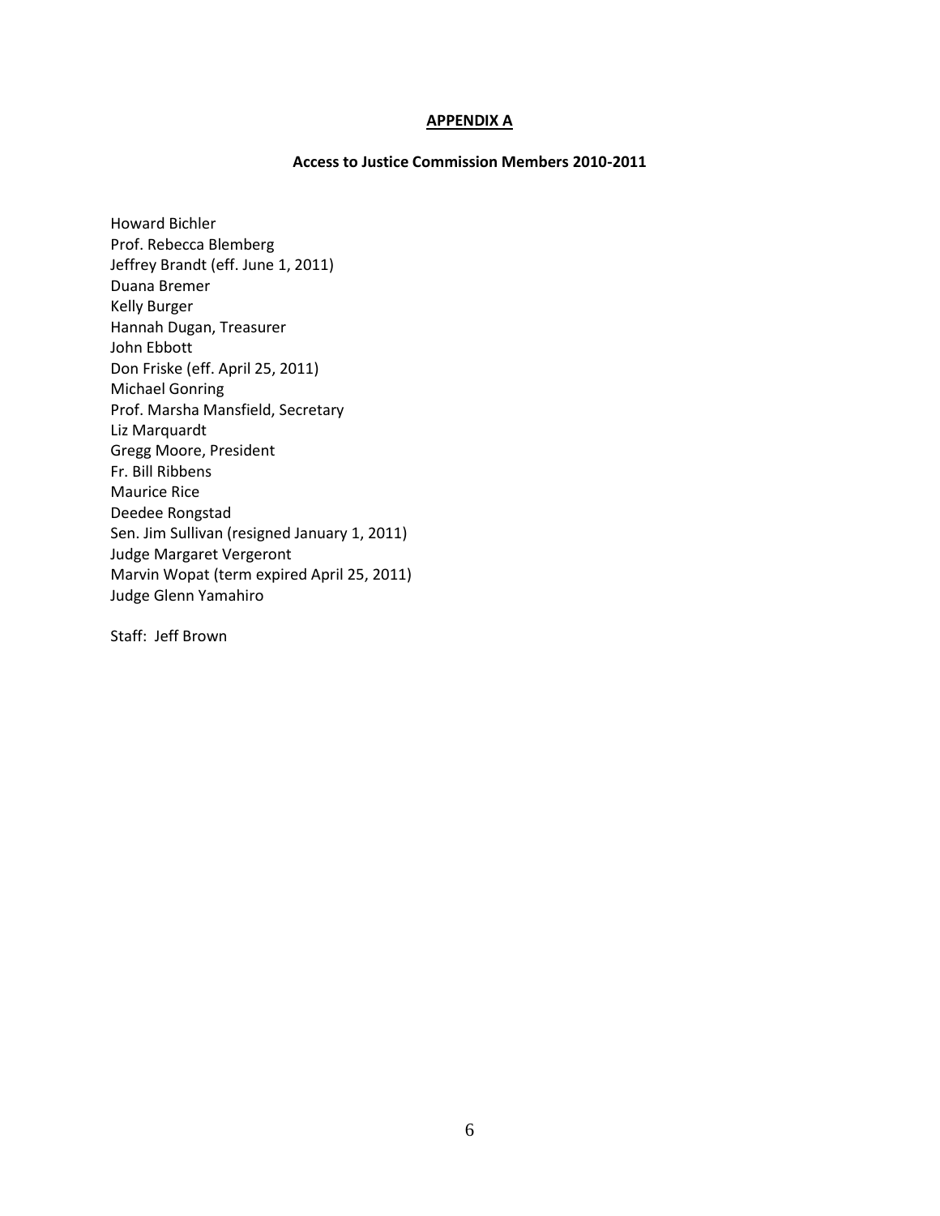## APPENDIX A

### Access to Justice Commission Members 2010-2011

Howard Bichler
Prof. Rebecca Blemberg
Jeffrey Brandt (eff. June 1, 2011)
Duana Bremer
Kelly Burger
Hannah Dugan, Treasurer
John Ebbott
Don Friske (eff. April 25, 2011)
Michael Gonring
Prof. Marsha Mansfield, Secretary
Liz Marquardt
Gregg Moore, President
Fr. Bill Ribbens
Maurice Rice
Deedee Rongstad
Sen. Jim Sullivan (resigned January 1, 2011)
Judge Margaret Vergeront
Marvin Wopat (term expired April 25, 2011)
Judge Glenn Yamahiro

Staff: Jeff Brown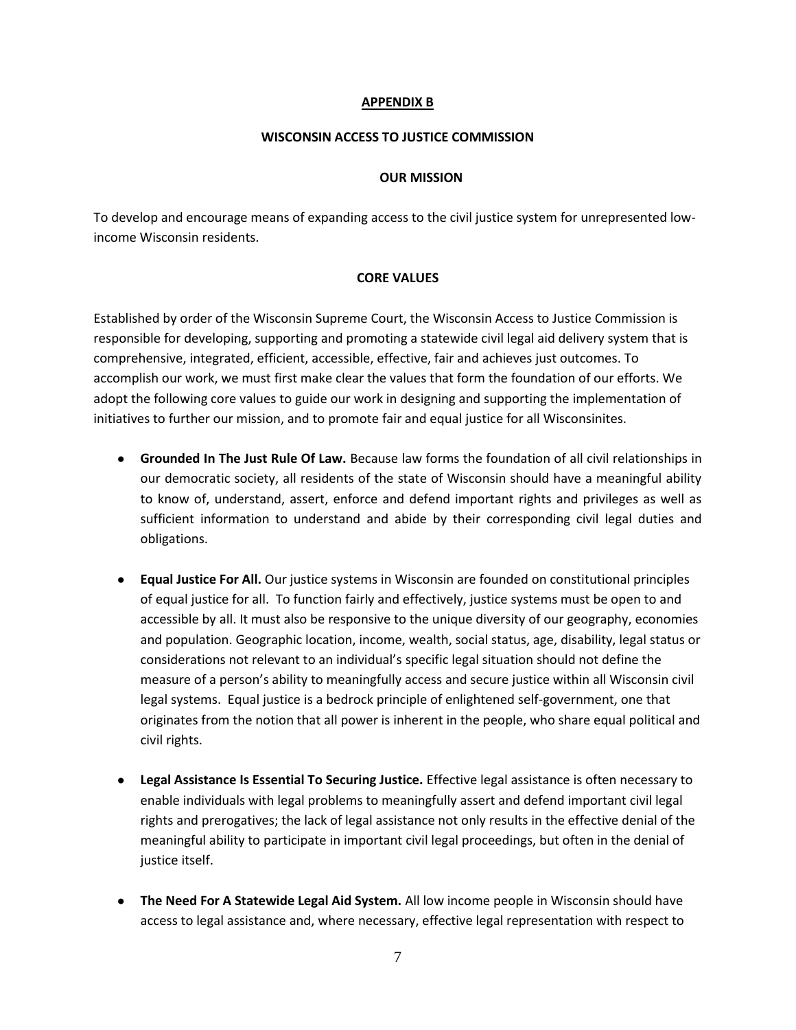## APPENDIX B

## WISCONSIN ACCESS TO JUSTICE COMMISSION

### OUR MISSION

To develop and encourage means of expanding access to the civil justice system for unrepresented low-income Wisconsin residents.

### CORE VALUES

Established by order of the Wisconsin Supreme Court, the Wisconsin Access to Justice Commission is responsible for developing, supporting and promoting a statewide civil legal aid delivery system that is comprehensive, integrated, efficient, accessible, effective, fair and achieves just outcomes. To accomplish our work, we must first make clear the values that form the foundation of our efforts. We adopt the following core values to guide our work in designing and supporting the implementation of initiatives to further our mission, and to promote fair and equal justice for all Wisconsinites.

- **Grounded In The Just Rule Of Law.** Because law forms the foundation of all civil relationships in our democratic society, all residents of the state of Wisconsin should have a meaningful ability to know of, understand, assert, enforce and defend important rights and privileges as well as sufficient information to understand and abide by their corresponding civil legal duties and obligations.

- **Equal Justice For All.** Our justice systems in Wisconsin are founded on constitutional principles of equal justice for all. To function fairly and effectively, justice systems must be open to and accessible by all. It must also be responsive to the unique diversity of our geography, economies and population. Geographic location, income, wealth, social status, age, disability, legal status or considerations not relevant to an individual's specific legal situation should not define the measure of a person's ability to meaningfully access and secure justice within all Wisconsin civil legal systems. Equal justice is a bedrock principle of enlightened self-government, one that originates from the notion that all power is inherent in the people, who share equal political and civil rights.

- **Legal Assistance Is Essential To Securing Justice.** Effective legal assistance is often necessary to enable individuals with legal problems to meaningfully assert and defend important civil legal rights and prerogatives; the lack of legal assistance not only results in the effective denial of the meaningful ability to participate in important civil legal proceedings, but often in the denial of justice itself.

- **The Need For A Statewide Legal Aid System.** All low income people in Wisconsin should have access to legal assistance and, where necessary, effective legal representation with respect to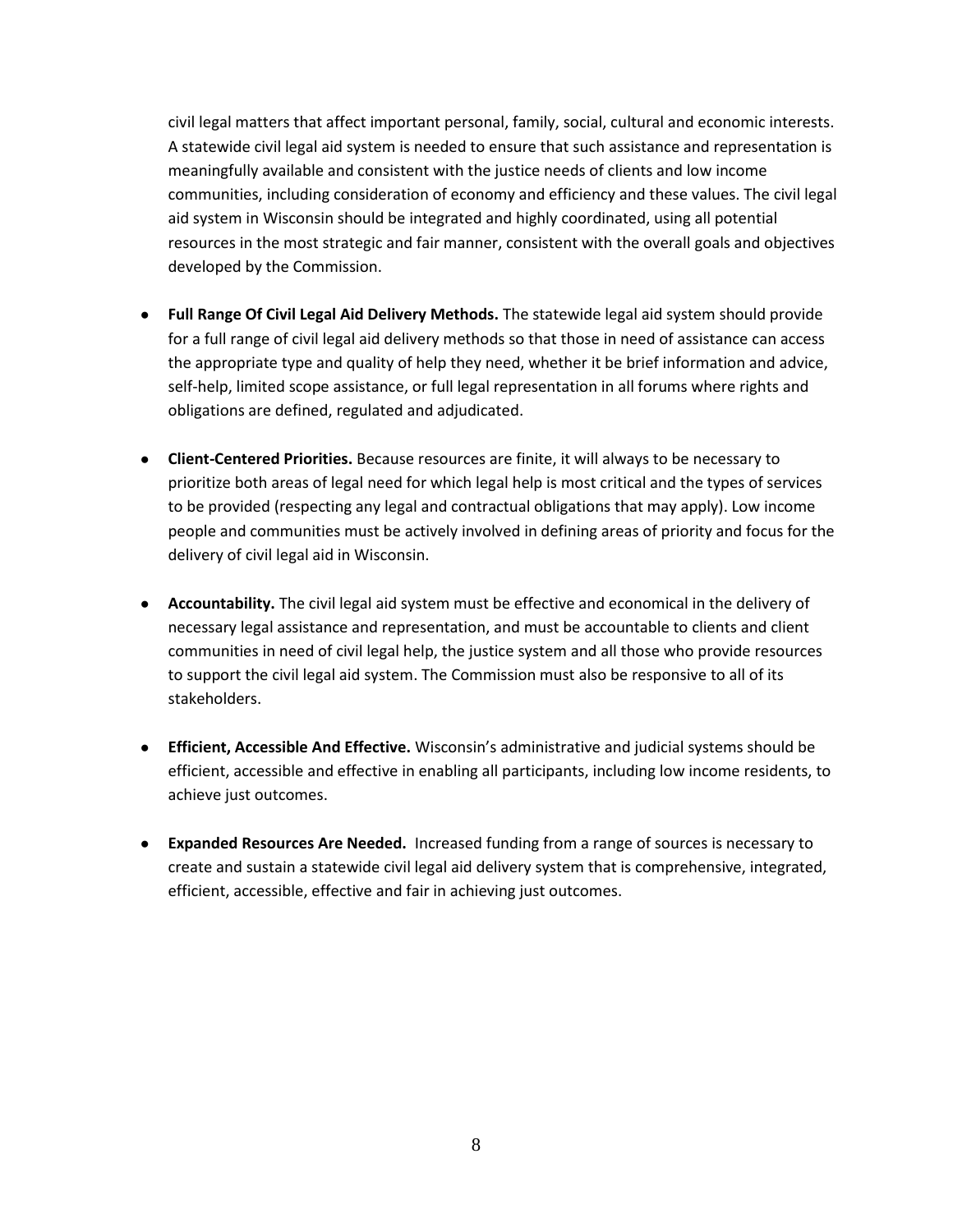civil legal matters that affect important personal, family, social, cultural and economic interests. A statewide civil legal aid system is needed to ensure that such assistance and representation is meaningfully available and consistent with the justice needs of clients and low income communities, including consideration of economy and efficiency and these values. The civil legal aid system in Wisconsin should be integrated and highly coordinated, using all potential resources in the most strategic and fair manner, consistent with the overall goals and objectives developed by the Commission.

- **Full Range Of Civil Legal Aid Delivery Methods.** The statewide legal aid system should provide for a full range of civil legal aid delivery methods so that those in need of assistance can access the appropriate type and quality of help they need, whether it be brief information and advice, self-help, limited scope assistance, or full legal representation in all forums where rights and obligations are defined, regulated and adjudicated.

- **Client-Centered Priorities.** Because resources are finite, it will always to be necessary to prioritize both areas of legal need for which legal help is most critical and the types of services to be provided (respecting any legal and contractual obligations that may apply). Low income people and communities must be actively involved in defining areas of priority and focus for the delivery of civil legal aid in Wisconsin.

- **Accountability.** The civil legal aid system must be effective and economical in the delivery of necessary legal assistance and representation, and must be accountable to clients and client communities in need of civil legal help, the justice system and all those who provide resources to support the civil legal aid system. The Commission must also be responsive to all of its stakeholders.

- **Efficient, Accessible And Effective.** Wisconsin's administrative and judicial systems should be efficient, accessible and effective in enabling all participants, including low income residents, to achieve just outcomes.

- **Expanded Resources Are Needed.** Increased funding from a range of sources is necessary to create and sustain a statewide civil legal aid delivery system that is comprehensive, integrated, efficient, accessible, effective and fair in achieving just outcomes.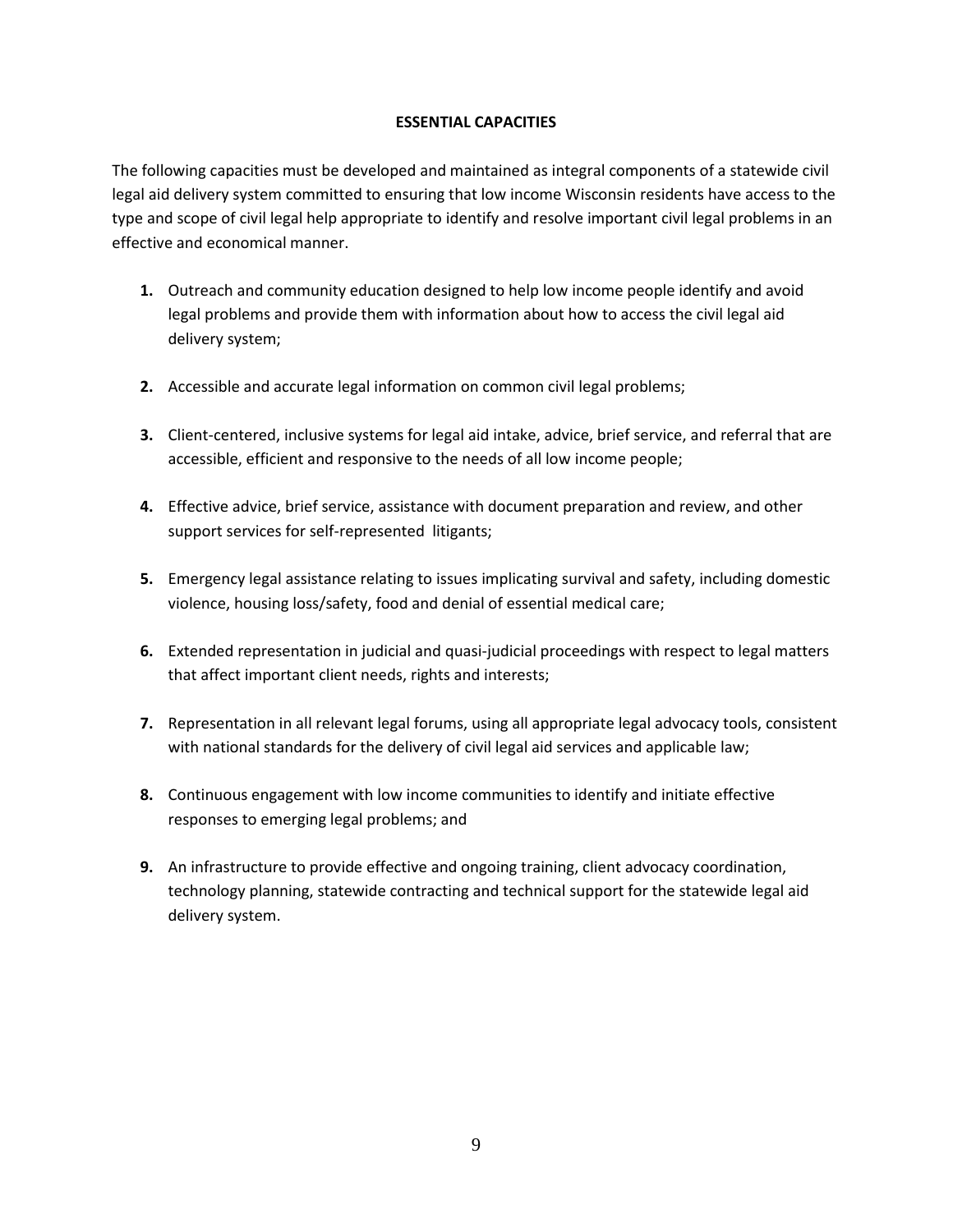## ESSENTIAL CAPACITIES

The following capacities must be developed and maintained as integral components of a statewide civil legal aid delivery system committed to ensuring that low income Wisconsin residents have access to the type and scope of civil legal help appropriate to identify and resolve important civil legal problems in an effective and economical manner.

1. Outreach and community education designed to help low income people identify and avoid legal problems and provide them with information about how to access the civil legal aid delivery system;

2. Accessible and accurate legal information on common civil legal problems;

3. Client-centered, inclusive systems for legal aid intake, advice, brief service, and referral that are accessible, efficient and responsive to the needs of all low income people;

4. Effective advice, brief service, assistance with document preparation and review, and other support services for self-represented litigants;

5. Emergency legal assistance relating to issues implicating survival and safety, including domestic violence, housing loss/safety, food and denial of essential medical care;

6. Extended representation in judicial and quasi-judicial proceedings with respect to legal matters that affect important client needs, rights and interests;

7. Representation in all relevant legal forums, using all appropriate legal advocacy tools, consistent with national standards for the delivery of civil legal aid services and applicable law;

8. Continuous engagement with low income communities to identify and initiate effective responses to emerging legal problems; and

9. An infrastructure to provide effective and ongoing training, client advocacy coordination, technology planning, statewide contracting and technical support for the statewide legal aid delivery system.